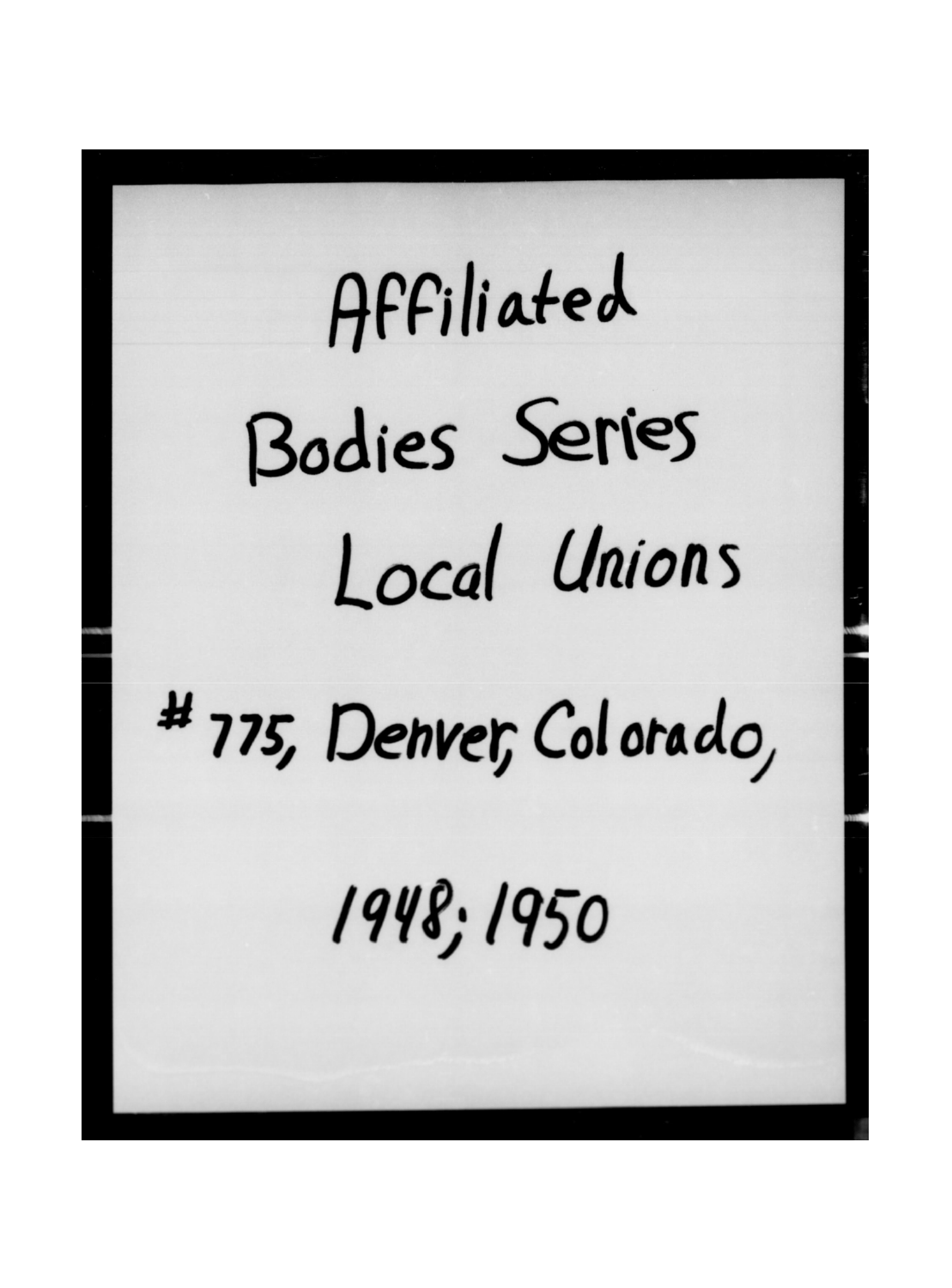Affiliated

Bodies Series

Local Unions

#775, Denver, Colorado,

1948; 1950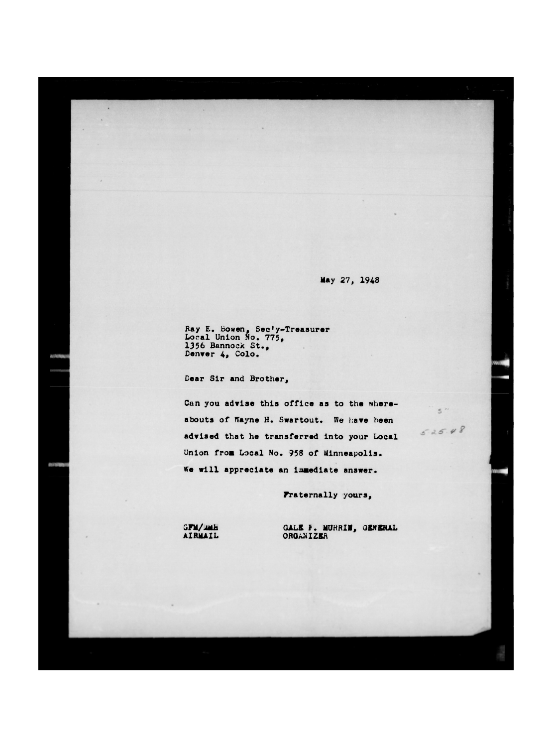May 27, 1948

Ray E. Bowen, Sec'y-Treasurer
Local Union No. 775,
1356 Bannock St.,
Denver 4, Colo.

Dear Sir and Brother,

Can you advise this office as to the whereabouts of Wayne H. Swartout. We have been advised that he transferred into your Local Union from Local No. 958 of Minneapolis. We will appreciate an immediate answer.

5-25-48

Fraternally yours,

GFM/AMH
AIRMAIL

GALE F. MURRIN, GENERAL ORGANIZER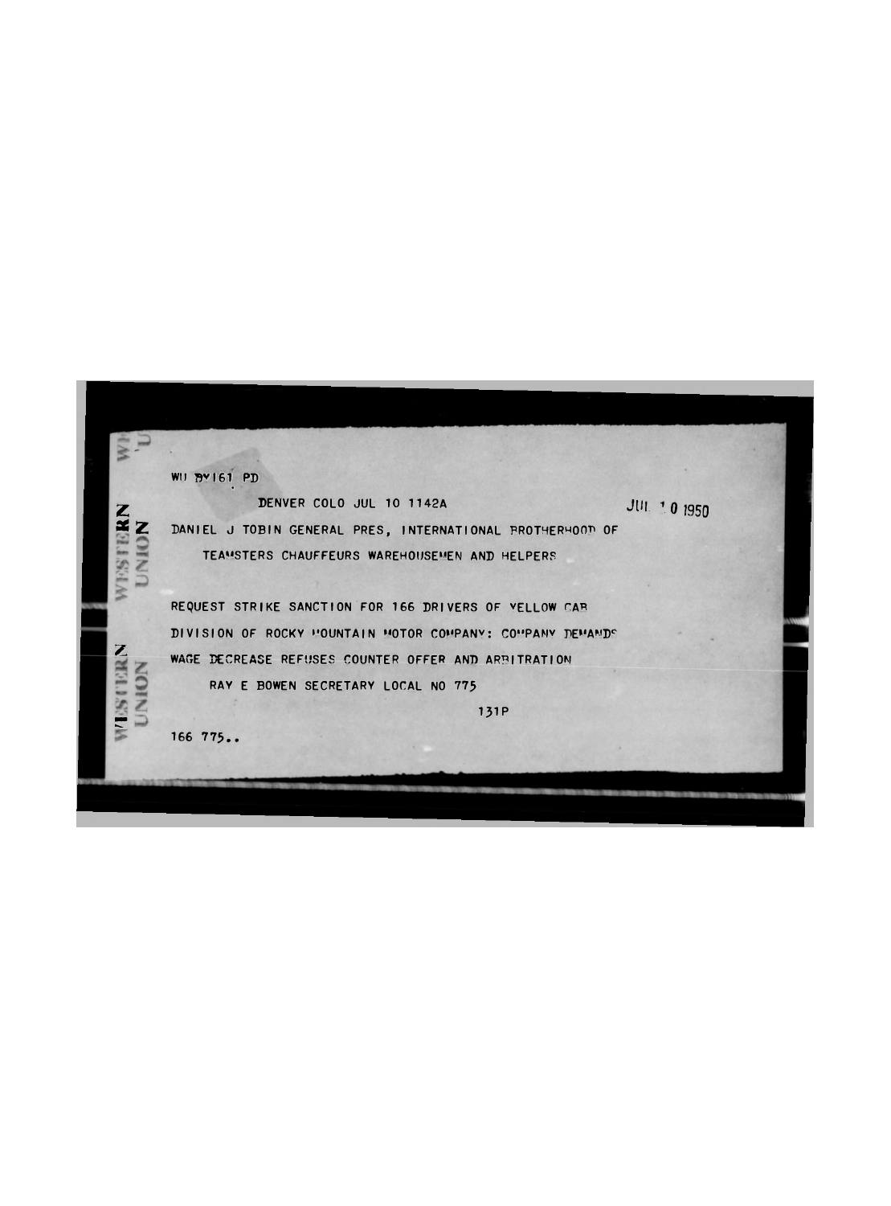WU BY161 PD

DENVER COLO JUL 10 1142A

JUL 10 1950

DANIEL J TOBIN GENERAL PRES, INTERNATIONAL BROTHERHOOD OF

TEAMSTERS CHAUFFEURS WAREHOUSEMEN AND HELPERS

REQUEST STRIKE SANCTION FOR 166 DRIVERS OF YELLOW CAB

DIVISION OF ROCKY MOUNTAIN MOTOR COMPANY: COMPANY DEMANDS

WAGE DECREASE REFUSES COUNTER OFFER AND ARBITRATION

RAY E BOWEN SECRETARY LOCAL NO 775

131P

166 775..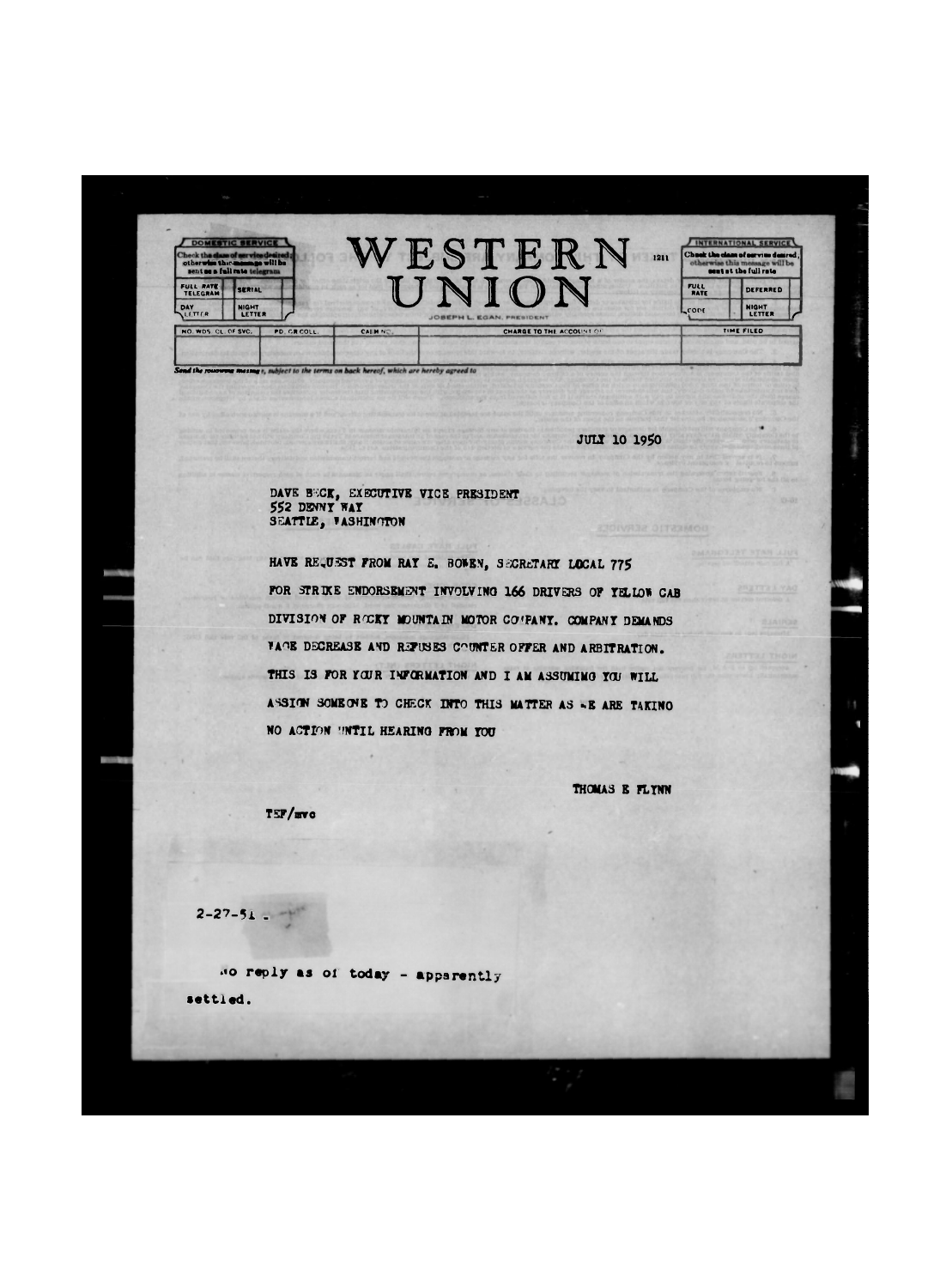WESTERN UNION

JOSEPH L. EGAN, PRESIDENT

| DOMESTIC SERVICE | | INTERNATIONAL SERVICE | |
|---|---|---|---|
| FULL RATE TELEGRAM | SERIAL | FULL RATE | DEFERRED |
| DAY LETTER | NIGHT LETTER | CODE | NIGHT LETTER |

| NO. WDS. CL. OF SVC. | PD. OR COLL. | CASH NO. | CHARGE TO THE ACCOUNT OF | TIME FILED |
|---|---|---|---|---|
| | | | | |

Send the following message, subject to the terms on back hereof, which are hereby agreed to

JULY 10 1950

DAVE BECK, EXECUTIVE VICE PRESIDENT
552 DENNY WAY
SEATTLE, WASHINGTON

HAVE REQUEST FROM RAY E. BOWEN, SECRETARY LOCAL 775 FOR STRIKE ENDORSEMENT INVOLVING 166 DRIVERS OF YELLOW CAB DIVISION OF ROCKY MOUNTAIN MOTOR COMPANY. COMPANY DEMANDS WAGE DECREASE AND REFUSES COUNTER OFFER AND ARBITRATION. THIS IS FOR YOUR INFORMATION AND I AM ASSUMING YOU WILL ASSIGN SOMEONE TO CHECK INTO THIS MATTER AS WE ARE TAKING NO ACTION UNTIL HEARING FROM YOU

THOMAS E FLYNN

TEF/mvc

2-27-51 -

No reply as of today - apparently settled.